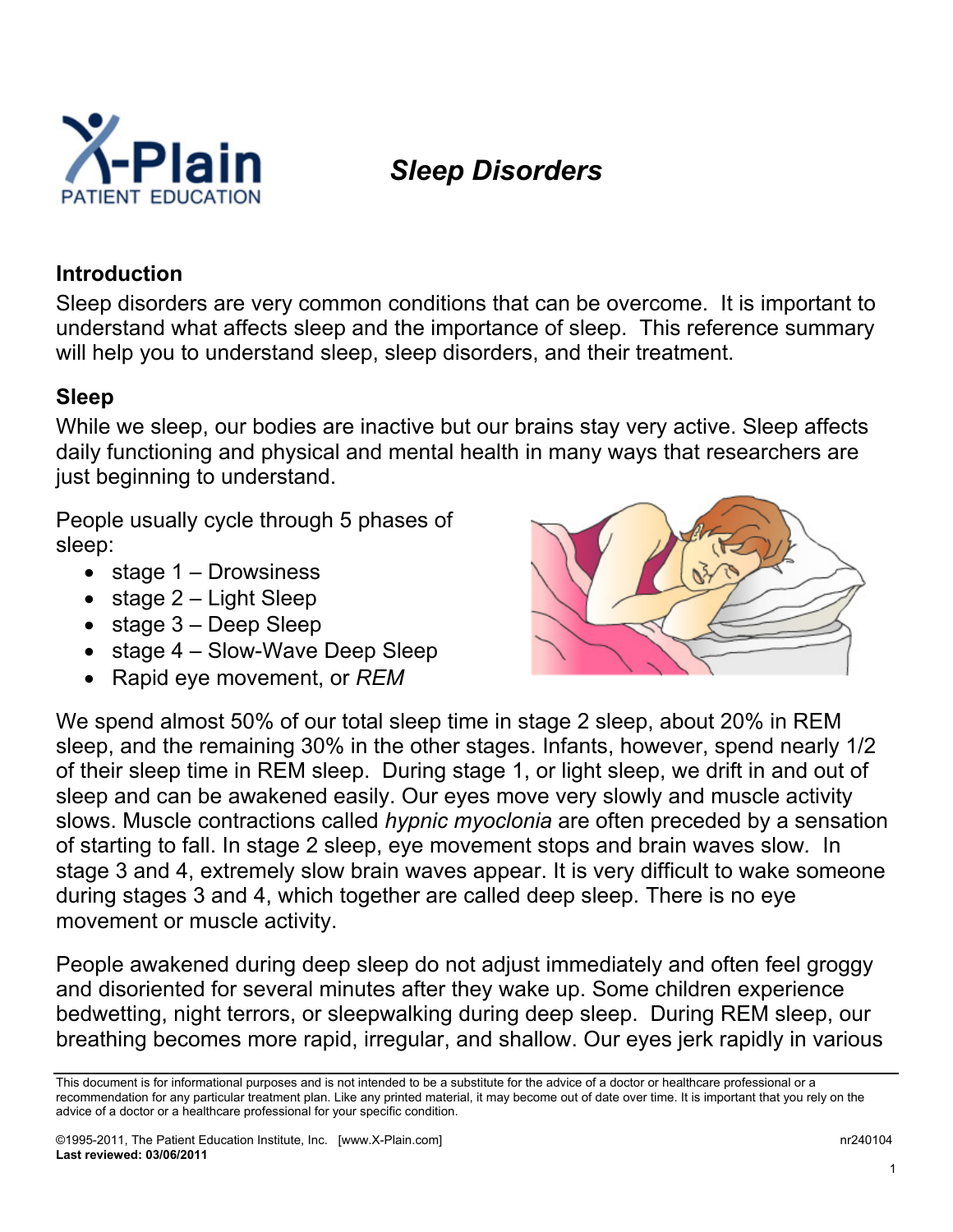# Sleep Disorders

## Introduction

Sleep disorders are very common conditions that can be overcome. It is important to understand what affects sleep and the importance of sleep. This reference summary will help you to understand sleep, sleep disorders, and their treatment.

## Sleep

While we sleep, our bodies are inactive but our brains stay very active. Sleep affects daily functioning and physical and mental health in many ways that researchers are just beginning to understand.

People usually cycle through 5 phases of sleep:

- stage 1 – Drowsiness
- stage 2 – Light Sleep
- stage 3 – Deep Sleep
- stage 4 – Slow-Wave Deep Sleep
- Rapid eye movement, or *REM*

We spend almost 50% of our total sleep time in stage 2 sleep, about 20% in REM sleep, and the remaining 30% in the other stages. Infants, however, spend nearly 1/2 of their sleep time in REM sleep. During stage 1, or light sleep, we drift in and out of sleep and can be awakened easily. Our eyes move very slowly and muscle activity slows. Muscle contractions called *hypnic myoclonia* are often preceded by a sensation of starting to fall. In stage 2 sleep, eye movement stops and brain waves slow. In stage 3 and 4, extremely slow brain waves appear. It is very difficult to wake someone during stages 3 and 4, which together are called deep sleep. There is no eye movement or muscle activity.

People awakened during deep sleep do not adjust immediately and often feel groggy and disoriented for several minutes after they wake up. Some children experience bedwetting, night terrors, or sleepwalking during deep sleep. During REM sleep, our breathing becomes more rapid, irregular, and shallow. Our eyes jerk rapidly in various

This document is for informational purposes and is not intended to be a substitute for the advice of a doctor or healthcare professional or a recommendation for any particular treatment plan. Like any printed material, it may become out of date over time. It is important that you rely on the advice of a doctor or a healthcare professional for your specific condition.

©1995-2011, The Patient Education Institute, Inc. [www.X-Plain.com] nr240104
**Last reviewed: 03/06/2011**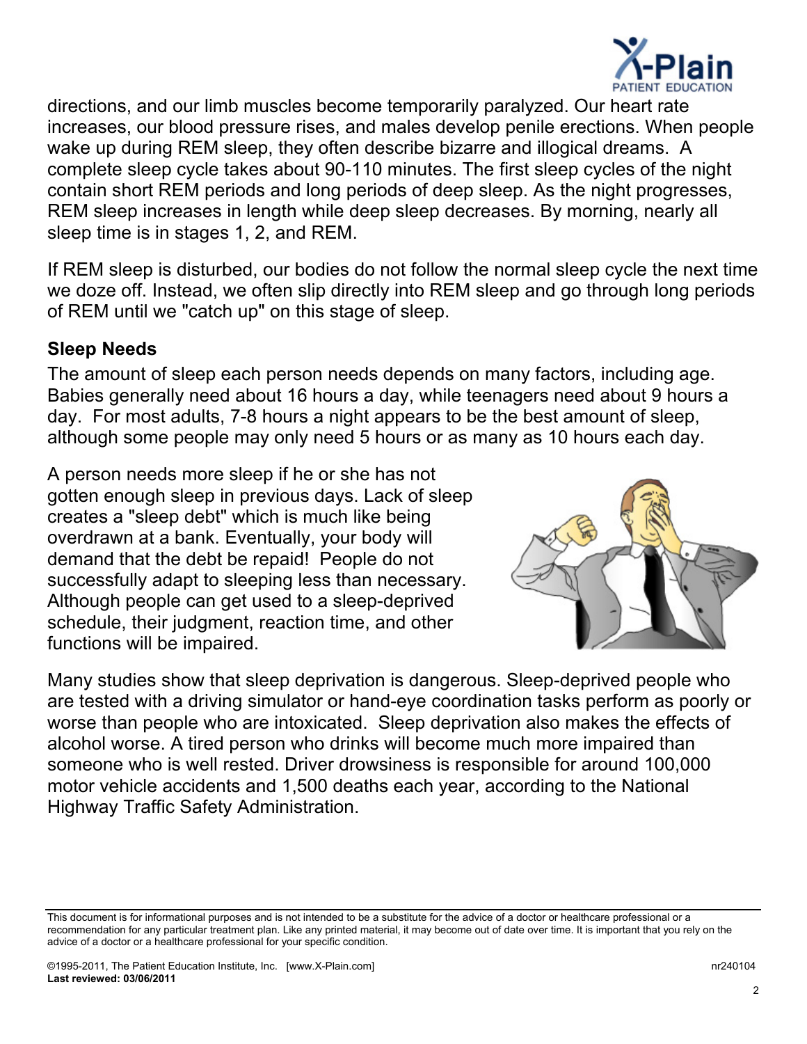directions, and our limb muscles become temporarily paralyzed. Our heart rate increases, our blood pressure rises, and males develop penile erections. When people wake up during REM sleep, they often describe bizarre and illogical dreams. A complete sleep cycle takes about 90-110 minutes. The first sleep cycles of the night contain short REM periods and long periods of deep sleep. As the night progresses, REM sleep increases in length while deep sleep decreases. By morning, nearly all sleep time is in stages 1, 2, and REM.

If REM sleep is disturbed, our bodies do not follow the normal sleep cycle the next time we doze off. Instead, we often slip directly into REM sleep and go through long periods of REM until we "catch up" on this stage of sleep.

## Sleep Needs

The amount of sleep each person needs depends on many factors, including age. Babies generally need about 16 hours a day, while teenagers need about 9 hours a day. For most adults, 7-8 hours a night appears to be the best amount of sleep, although some people may only need 5 hours or as many as 10 hours each day.

A person needs more sleep if he or she has not gotten enough sleep in previous days. Lack of sleep creates a "sleep debt" which is much like being overdrawn at a bank. Eventually, your body will demand that the debt be repaid! People do not successfully adapt to sleeping less than necessary. Although people can get used to a sleep-deprived schedule, their judgment, reaction time, and other functions will be impaired.

Many studies show that sleep deprivation is dangerous. Sleep-deprived people who are tested with a driving simulator or hand-eye coordination tasks perform as poorly or worse than people who are intoxicated. Sleep deprivation also makes the effects of alcohol worse. A tired person who drinks will become much more impaired than someone who is well rested. Driver drowsiness is responsible for around 100,000 motor vehicle accidents and 1,500 deaths each year, according to the National Highway Traffic Safety Administration.

This document is for informational purposes and is not intended to be a substitute for the advice of a doctor or healthcare professional or a recommendation for any particular treatment plan. Like any printed material, it may become out of date over time. It is important that you rely on the advice of a doctor or a healthcare professional for your specific condition.

©1995-2011, The Patient Education Institute, Inc. [www.X-Plain.com] nr240104
**Last reviewed: 03/06/2011**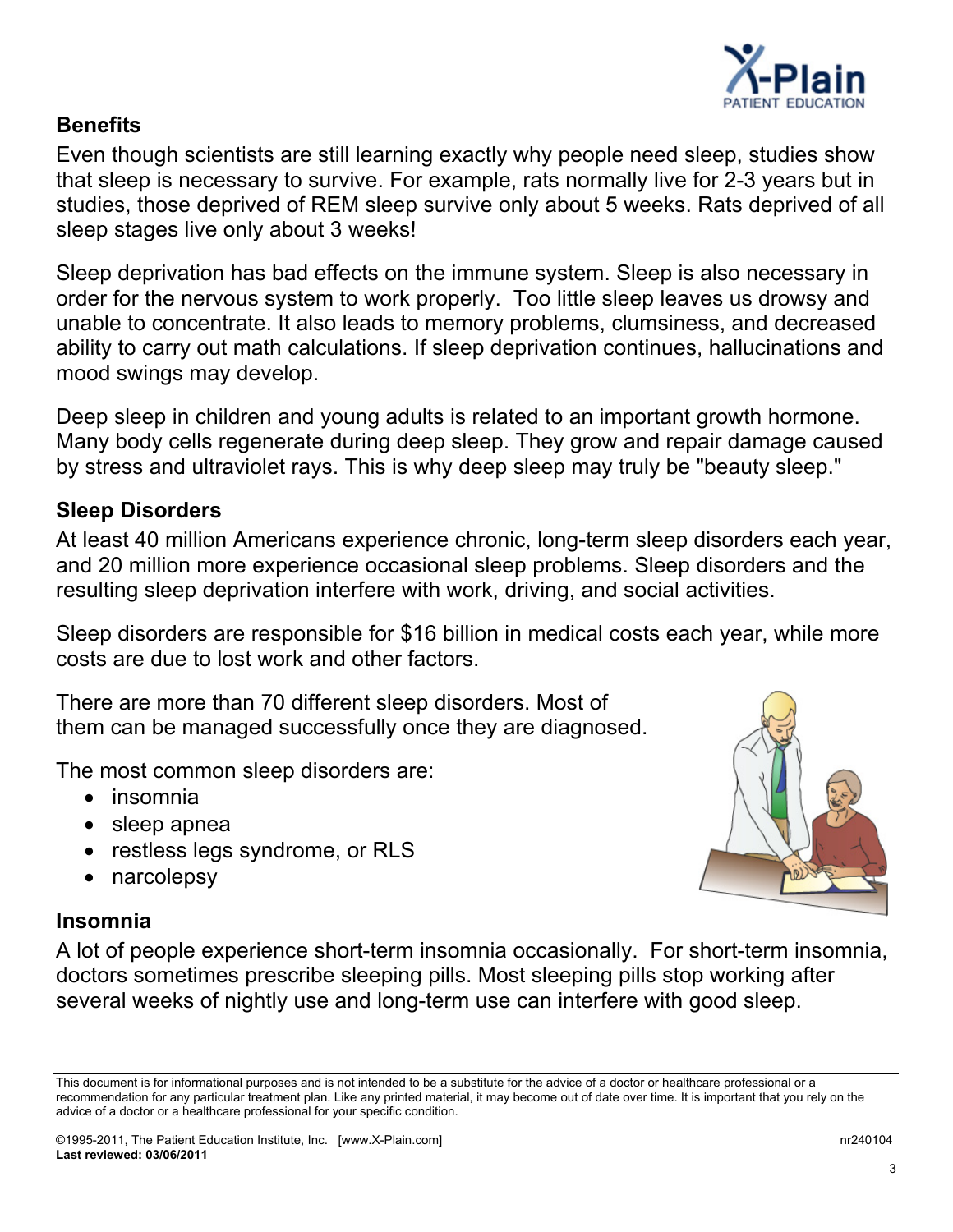## Benefits

Even though scientists are still learning exactly why people need sleep, studies show that sleep is necessary to survive. For example, rats normally live for 2-3 years but in studies, those deprived of REM sleep survive only about 5 weeks. Rats deprived of all sleep stages live only about 3 weeks!

Sleep deprivation has bad effects on the immune system. Sleep is also necessary in order for the nervous system to work properly. Too little sleep leaves us drowsy and unable to concentrate. It also leads to memory problems, clumsiness, and decreased ability to carry out math calculations. If sleep deprivation continues, hallucinations and mood swings may develop.

Deep sleep in children and young adults is related to an important growth hormone. Many body cells regenerate during deep sleep. They grow and repair damage caused by stress and ultraviolet rays. This is why deep sleep may truly be "beauty sleep."

## Sleep Disorders

At least 40 million Americans experience chronic, long-term sleep disorders each year, and 20 million more experience occasional sleep problems. Sleep disorders and the resulting sleep deprivation interfere with work, driving, and social activities.

Sleep disorders are responsible for $16 billion in medical costs each year, while more costs are due to lost work and other factors.

There are more than 70 different sleep disorders. Most of them can be managed successfully once they are diagnosed.

The most common sleep disorders are:

- insomnia
- sleep apnea
- restless legs syndrome, or RLS
- narcolepsy

## Insomnia

A lot of people experience short-term insomnia occasionally. For short-term insomnia, doctors sometimes prescribe sleeping pills. Most sleeping pills stop working after several weeks of nightly use and long-term use can interfere with good sleep.

This document is for informational purposes and is not intended to be a substitute for the advice of a doctor or healthcare professional or a recommendation for any particular treatment plan. Like any printed material, it may become out of date over time. It is important that you rely on the advice of a doctor or a healthcare professional for your specific condition.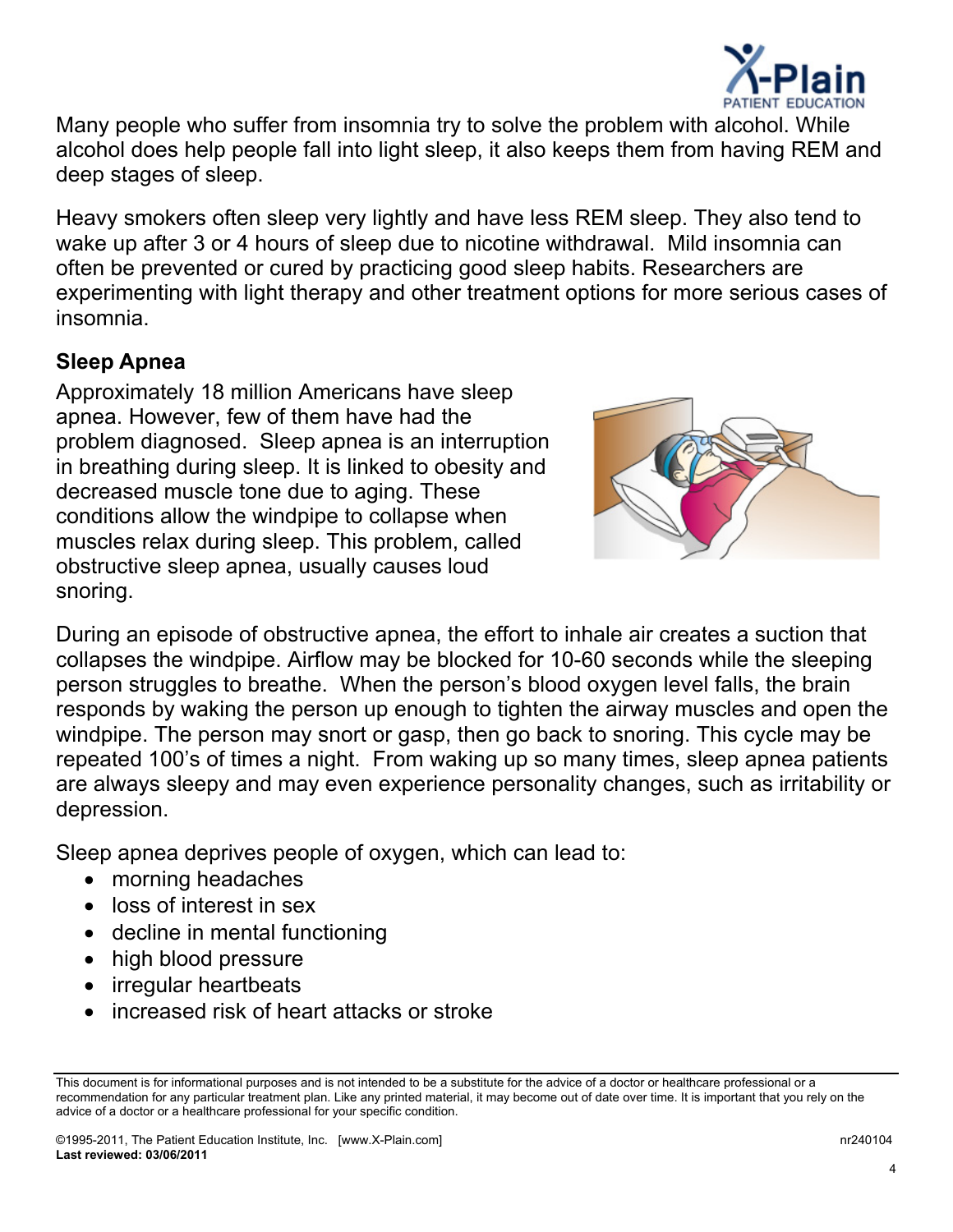Many people who suffer from insomnia try to solve the problem with alcohol. While alcohol does help people fall into light sleep, it also keeps them from having REM and deep stages of sleep.

Heavy smokers often sleep very lightly and have less REM sleep. They also tend to wake up after 3 or 4 hours of sleep due to nicotine withdrawal. Mild insomnia can often be prevented or cured by practicing good sleep habits. Researchers are experimenting with light therapy and other treatment options for more serious cases of insomnia.

**Sleep Apnea**

Approximately 18 million Americans have sleep apnea. However, few of them have had the problem diagnosed. Sleep apnea is an interruption in breathing during sleep. It is linked to obesity and decreased muscle tone due to aging. These conditions allow the windpipe to collapse when muscles relax during sleep. This problem, called obstructive sleep apnea, usually causes loud snoring.

During an episode of obstructive apnea, the effort to inhale air creates a suction that collapses the windpipe. Airflow may be blocked for 10-60 seconds while the sleeping person struggles to breathe. When the person's blood oxygen level falls, the brain responds by waking the person up enough to tighten the airway muscles and open the windpipe. The person may snort or gasp, then go back to snoring. This cycle may be repeated 100's of times a night. From waking up so many times, sleep apnea patients are always sleepy and may even experience personality changes, such as irritability or depression.

Sleep apnea deprives people of oxygen, which can lead to:

- morning headaches
- loss of interest in sex
- decline in mental functioning
- high blood pressure
- irregular heartbeats
- increased risk of heart attacks or stroke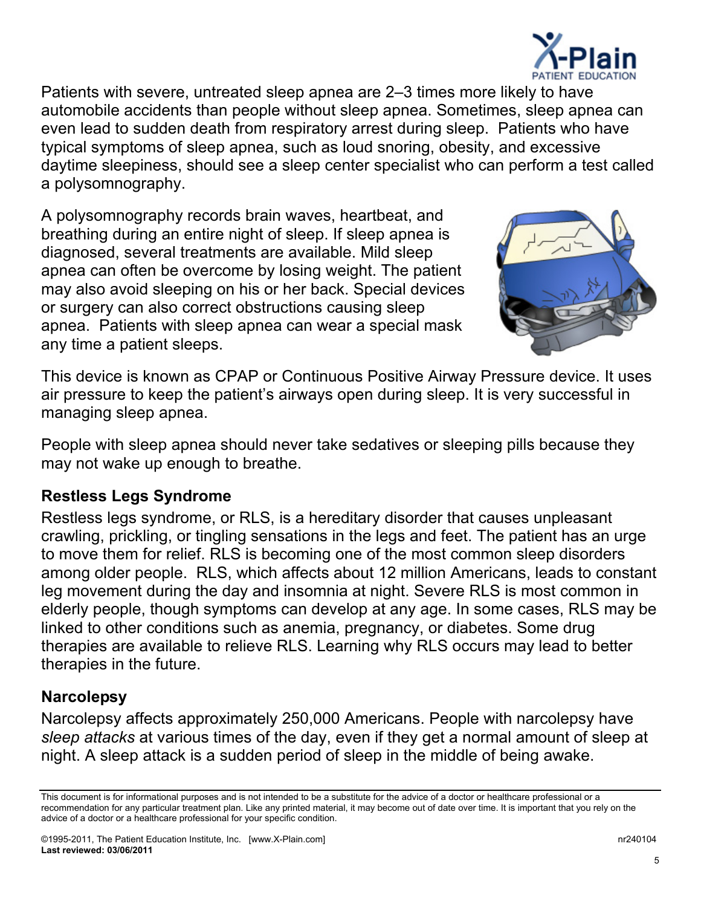Patients with severe, untreated sleep apnea are 2–3 times more likely to have automobile accidents than people without sleep apnea. Sometimes, sleep apnea can even lead to sudden death from respiratory arrest during sleep. Patients who have typical symptoms of sleep apnea, such as loud snoring, obesity, and excessive daytime sleepiness, should see a sleep center specialist who can perform a test called a polysomnography.

A polysomnography records brain waves, heartbeat, and breathing during an entire night of sleep. If sleep apnea is diagnosed, several treatments are available. Mild sleep apnea can often be overcome by losing weight. The patient may also avoid sleeping on his or her back. Special devices or surgery can also correct obstructions causing sleep apnea. Patients with sleep apnea can wear a special mask any time a patient sleeps.

This device is known as CPAP or Continuous Positive Airway Pressure device. It uses air pressure to keep the patient's airways open during sleep. It is very successful in managing sleep apnea.

People with sleep apnea should never take sedatives or sleeping pills because they may not wake up enough to breathe.

## Restless Legs Syndrome

Restless legs syndrome, or RLS, is a hereditary disorder that causes unpleasant crawling, prickling, or tingling sensations in the legs and feet. The patient has an urge to move them for relief. RLS is becoming one of the most common sleep disorders among older people. RLS, which affects about 12 million Americans, leads to constant leg movement during the day and insomnia at night. Severe RLS is most common in elderly people, though symptoms can develop at any age. In some cases, RLS may be linked to other conditions such as anemia, pregnancy, or diabetes. Some drug therapies are available to relieve RLS. Learning why RLS occurs may lead to better therapies in the future.

## Narcolepsy

Narcolepsy affects approximately 250,000 Americans. People with narcolepsy have *sleep attacks* at various times of the day, even if they get a normal amount of sleep at night. A sleep attack is a sudden period of sleep in the middle of being awake.

This document is for informational purposes and is not intended to be a substitute for the advice of a doctor or healthcare professional or a recommendation for any particular treatment plan. Like any printed material, it may become out of date over time. It is important that you rely on the advice of a doctor or a healthcare professional for your specific condition.

©1995-2011, The Patient Education Institute, Inc. [www.X-Plain.com] nr240104
**Last reviewed: 03/06/2011**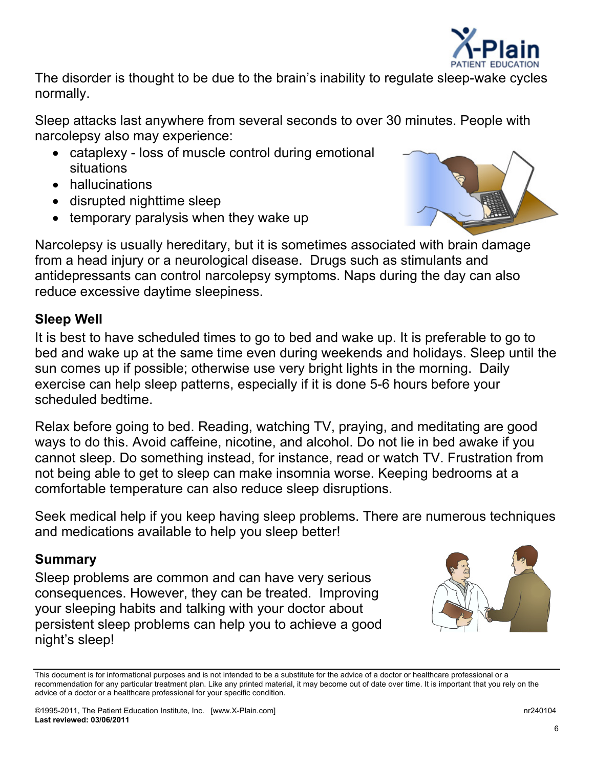The disorder is thought to be due to the brain's inability to regulate sleep-wake cycles normally.

Sleep attacks last anywhere from several seconds to over 30 minutes. People with narcolepsy also may experience:

- cataplexy - loss of muscle control during emotional situations
- hallucinations
- disrupted nighttime sleep
- temporary paralysis when they wake up

Narcolepsy is usually hereditary, but it is sometimes associated with brain damage from a head injury or a neurological disease. Drugs such as stimulants and antidepressants can control narcolepsy symptoms. Naps during the day can also reduce excessive daytime sleepiness.

## Sleep Well

It is best to have scheduled times to go to bed and wake up. It is preferable to go to bed and wake up at the same time even during weekends and holidays. Sleep until the sun comes up if possible; otherwise use very bright lights in the morning. Daily exercise can help sleep patterns, especially if it is done 5-6 hours before your scheduled bedtime.

Relax before going to bed. Reading, watching TV, praying, and meditating are good ways to do this. Avoid caffeine, nicotine, and alcohol. Do not lie in bed awake if you cannot sleep. Do something instead, for instance, read or watch TV. Frustration from not being able to get to sleep can make insomnia worse. Keeping bedrooms at a comfortable temperature can also reduce sleep disruptions.

Seek medical help if you keep having sleep problems. There are numerous techniques and medications available to help you sleep better!

## Summary

Sleep problems are common and can have very serious consequences. However, they can be treated. Improving your sleeping habits and talking with your doctor about persistent sleep problems can help you to achieve a good night's sleep!

This document is for informational purposes and is not intended to be a substitute for the advice of a doctor or healthcare professional or a recommendation for any particular treatment plan. Like any printed material, it may become out of date over time. It is important that you rely on the advice of a doctor or a healthcare professional for your specific condition.

©1995-2011, The Patient Education Institute, Inc. [www.X-Plain.com] nr240104
**Last reviewed: 03/06/2011**